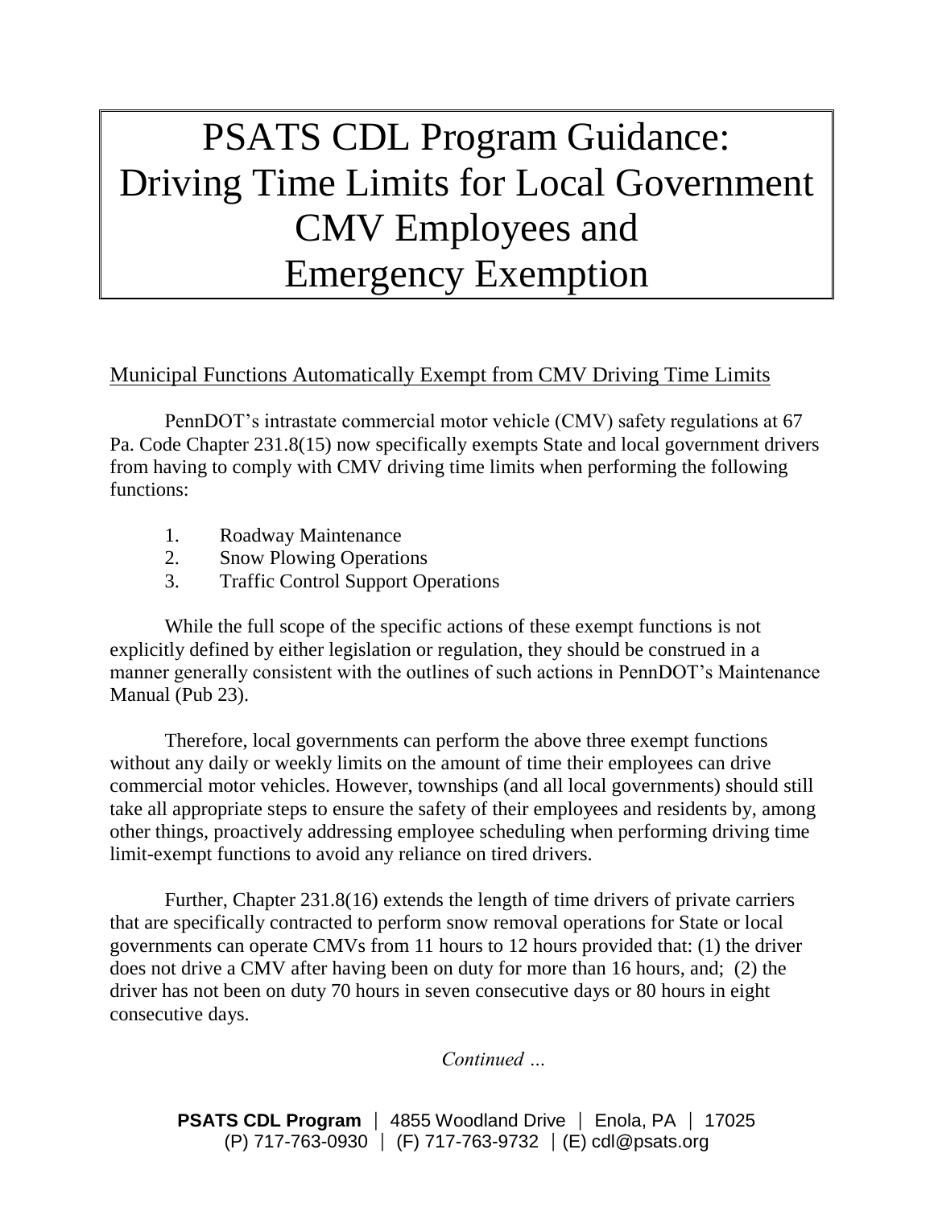# PSATS CDL Program Guidance: Driving Time Limits for Local Government CMV Employees and Emergency Exemption

## Municipal Functions Automatically Exempt from CMV Driving Time Limits

PennDOT's intrastate commercial motor vehicle (CMV) safety regulations at 67 Pa. Code Chapter 231.8(15) now specifically exempts State and local government drivers from having to comply with CMV driving time limits when performing the following functions:

1. Roadway Maintenance
2. Snow Plowing Operations
3. Traffic Control Support Operations

While the full scope of the specific actions of these exempt functions is not explicitly defined by either legislation or regulation, they should be construed in a manner generally consistent with the outlines of such actions in PennDOT's Maintenance Manual (Pub 23).

Therefore, local governments can perform the above three exempt functions without any daily or weekly limits on the amount of time their employees can drive commercial motor vehicles. However, townships (and all local governments) should still take all appropriate steps to ensure the safety of their employees and residents by, among other things, proactively addressing employee scheduling when performing driving time limit-exempt functions to avoid any reliance on tired drivers.

Further, Chapter 231.8(16) extends the length of time drivers of private carriers that are specifically contracted to perform snow removal operations for State or local governments can operate CMVs from 11 hours to 12 hours provided that: (1) the driver does not drive a CMV after having been on duty for more than 16 hours, and; (2) the driver has not been on duty 70 hours in seven consecutive days or 80 hours in eight consecutive days.

*Continued …*

**PSATS CDL Program** | 4855 Woodland Drive | Enola, PA | 17025
(P) 717-763-0930 | (F) 717-763-9732 | (E) cdl@psats.org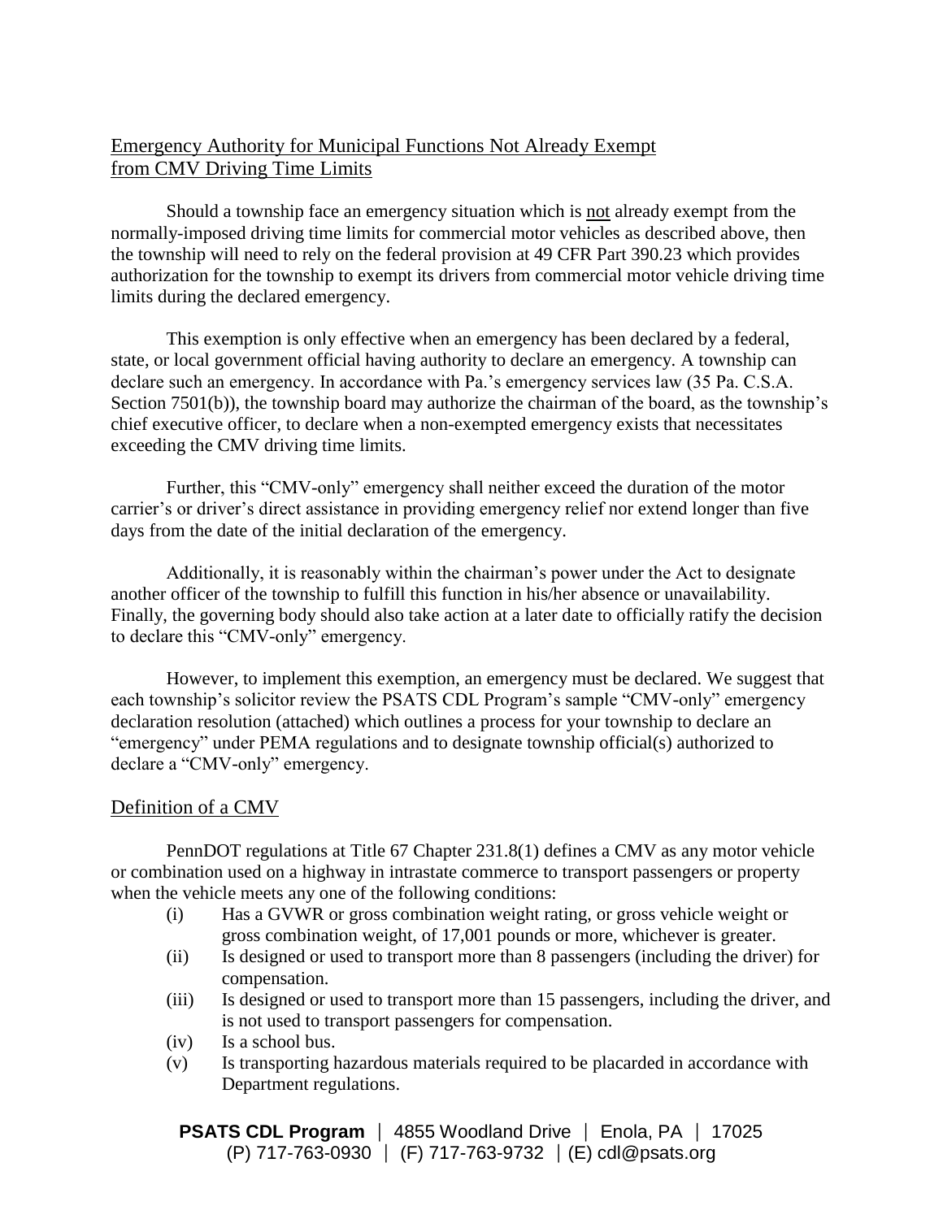## Emergency Authority for Municipal Functions Not Already Exempt from CMV Driving Time Limits

Should a township face an emergency situation which is not already exempt from the normally-imposed driving time limits for commercial motor vehicles as described above, then the township will need to rely on the federal provision at 49 CFR Part 390.23 which provides authorization for the township to exempt its drivers from commercial motor vehicle driving time limits during the declared emergency.

This exemption is only effective when an emergency has been declared by a federal, state, or local government official having authority to declare an emergency. A township can declare such an emergency. In accordance with Pa.'s emergency services law (35 Pa. C.S.A. Section 7501(b)), the township board may authorize the chairman of the board, as the township's chief executive officer, to declare when a non-exempted emergency exists that necessitates exceeding the CMV driving time limits.

Further, this "CMV-only" emergency shall neither exceed the duration of the motor carrier's or driver's direct assistance in providing emergency relief nor extend longer than five days from the date of the initial declaration of the emergency.

Additionally, it is reasonably within the chairman's power under the Act to designate another officer of the township to fulfill this function in his/her absence or unavailability. Finally, the governing body should also take action at a later date to officially ratify the decision to declare this "CMV-only" emergency.

However, to implement this exemption, an emergency must be declared. We suggest that each township's solicitor review the PSATS CDL Program's sample "CMV-only" emergency declaration resolution (attached) which outlines a process for your township to declare an "emergency" under PEMA regulations and to designate township official(s) authorized to declare a "CMV-only" emergency.

## Definition of a CMV

PennDOT regulations at Title 67 Chapter 231.8(1) defines a CMV as any motor vehicle or combination used on a highway in intrastate commerce to transport passengers or property when the vehicle meets any one of the following conditions:

- (i) Has a GVWR or gross combination weight rating, or gross vehicle weight or gross combination weight, of 17,001 pounds or more, whichever is greater.
- (ii) Is designed or used to transport more than 8 passengers (including the driver) for compensation.
- (iii) Is designed or used to transport more than 15 passengers, including the driver, and is not used to transport passengers for compensation.
- (iv) Is a school bus.
- (v) Is transporting hazardous materials required to be placarded in accordance with Department regulations.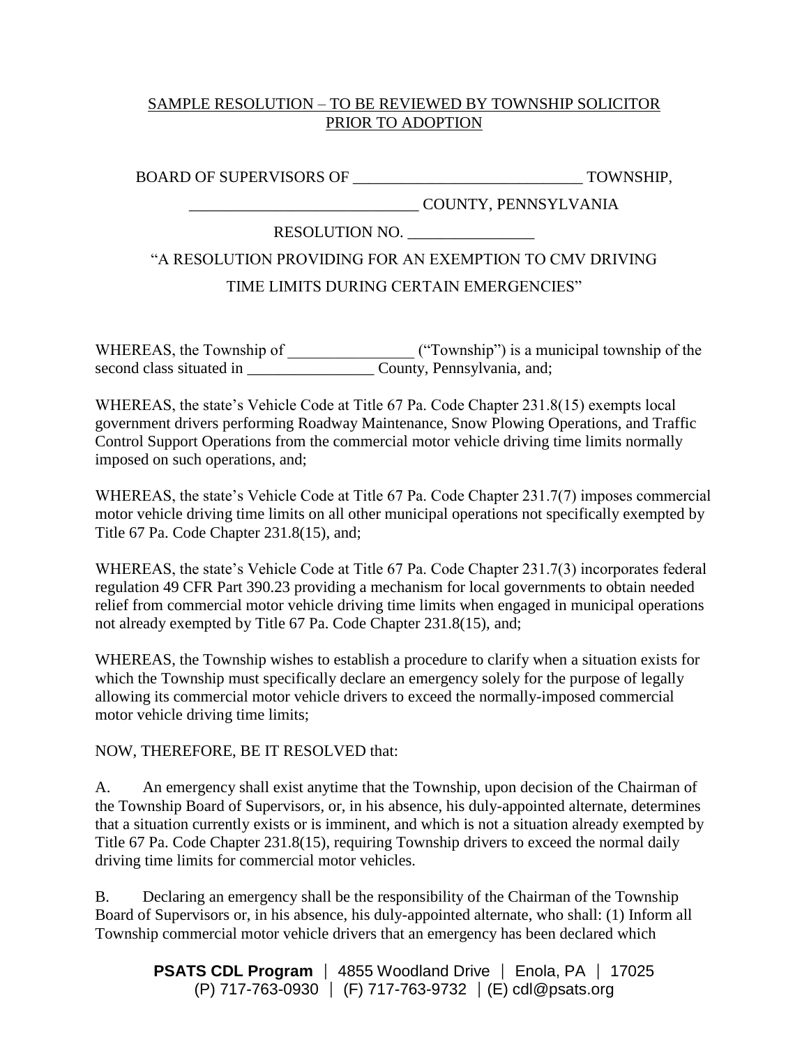SAMPLE RESOLUTION – TO BE REVIEWED BY TOWNSHIP SOLICITOR PRIOR TO ADOPTION

BOARD OF SUPERVISORS OF _____________________________ TOWNSHIP,

_____________________________ COUNTY, PENNSYLVANIA

RESOLUTION NO. ________________

"A RESOLUTION PROVIDING FOR AN EXEMPTION TO CMV DRIVING TIME LIMITS DURING CERTAIN EMERGENCIES"

WHEREAS, the Township of ________________ ("Township") is a municipal township of the second class situated in ________________ County, Pennsylvania, and;

WHEREAS, the state's Vehicle Code at Title 67 Pa. Code Chapter 231.8(15) exempts local government drivers performing Roadway Maintenance, Snow Plowing Operations, and Traffic Control Support Operations from the commercial motor vehicle driving time limits normally imposed on such operations, and;

WHEREAS, the state's Vehicle Code at Title 67 Pa. Code Chapter 231.7(7) imposes commercial motor vehicle driving time limits on all other municipal operations not specifically exempted by Title 67 Pa. Code Chapter 231.8(15), and;

WHEREAS, the state's Vehicle Code at Title 67 Pa. Code Chapter 231.7(3) incorporates federal regulation 49 CFR Part 390.23 providing a mechanism for local governments to obtain needed relief from commercial motor vehicle driving time limits when engaged in municipal operations not already exempted by Title 67 Pa. Code Chapter 231.8(15), and;

WHEREAS, the Township wishes to establish a procedure to clarify when a situation exists for which the Township must specifically declare an emergency solely for the purpose of legally allowing its commercial motor vehicle drivers to exceed the normally-imposed commercial motor vehicle driving time limits;

NOW, THEREFORE, BE IT RESOLVED that:

A. An emergency shall exist anytime that the Township, upon decision of the Chairman of the Township Board of Supervisors, or, in his absence, his duly-appointed alternate, determines that a situation currently exists or is imminent, and which is not a situation already exempted by Title 67 Pa. Code Chapter 231.8(15), requiring Township drivers to exceed the normal daily driving time limits for commercial motor vehicles.

B. Declaring an emergency shall be the responsibility of the Chairman of the Township Board of Supervisors or, in his absence, his duly-appointed alternate, who shall: (1) Inform all Township commercial motor vehicle drivers that an emergency has been declared which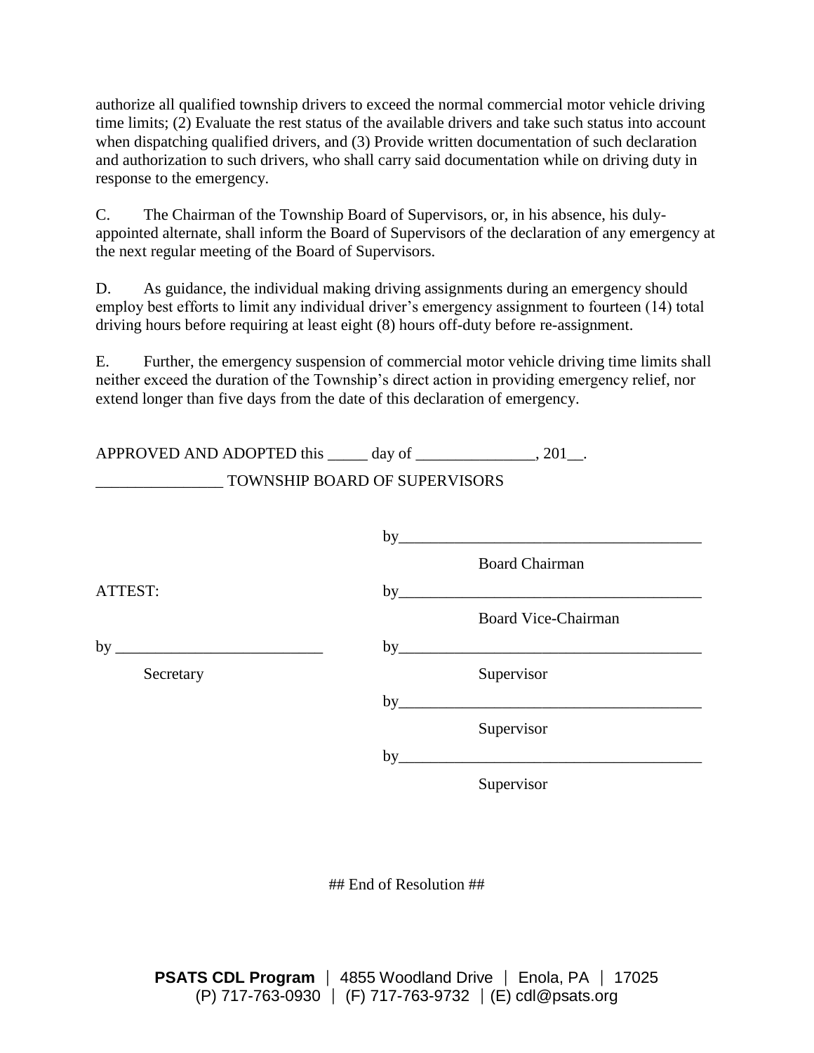authorize all qualified township drivers to exceed the normal commercial motor vehicle driving time limits; (2) Evaluate the rest status of the available drivers and take such status into account when dispatching qualified drivers, and (3) Provide written documentation of such declaration and authorization to such drivers, who shall carry said documentation while on driving duty in response to the emergency.

C. The Chairman of the Township Board of Supervisors, or, in his absence, his duly-appointed alternate, shall inform the Board of Supervisors of the declaration of any emergency at the next regular meeting of the Board of Supervisors.

D. As guidance, the individual making driving assignments during an emergency should employ best efforts to limit any individual driver's emergency assignment to fourteen (14) total driving hours before requiring at least eight (8) hours off-duty before re-assignment.

E. Further, the emergency suspension of commercial motor vehicle driving time limits shall neither exceed the duration of the Township's direct action in providing emergency relief, nor extend longer than five days from the date of this declaration of emergency.

APPROVED AND ADOPTED this _____ day of _______________, 201__.

________________ TOWNSHIP BOARD OF SUPERVISORS

by_______________________________________
Board Chairman

ATTEST:

by_______________________________________
Board Vice-Chairman

by __________________________
Secretary

by_______________________________________
Supervisor

by_______________________________________
Supervisor

by_______________________________________
Supervisor

## End of Resolution ##

**PSATS CDL Program** | 4855 Woodland Drive | Enola, PA | 17025
(P) 717-763-0930 | (F) 717-763-9732 | (E) cdl@psats.org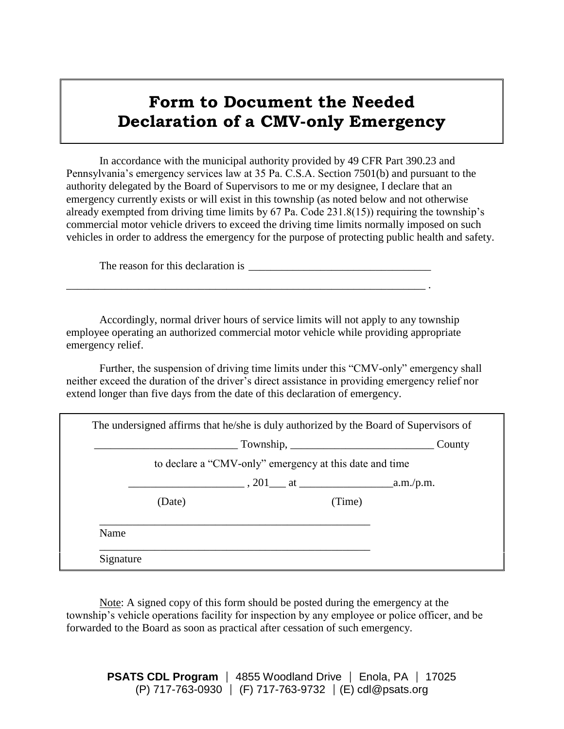# Form to Document the Needed Declaration of a CMV-only Emergency

In accordance with the municipal authority provided by 49 CFR Part 390.23 and Pennsylvania's emergency services law at 35 Pa. C.S.A. Section 7501(b) and pursuant to the authority delegated by the Board of Supervisors to me or my designee, I declare that an emergency currently exists or will exist in this township (as noted below and not otherwise already exempted from driving time limits by 67 Pa. Code 231.8(15)) requiring the township's commercial motor vehicle drivers to exceed the driving time limits normally imposed on such vehicles in order to address the emergency for the purpose of protecting public health and safety.

The reason for this declaration is _________________________________

___________________________________________________________________ .

Accordingly, normal driver hours of service limits will not apply to any township employee operating an authorized commercial motor vehicle while providing appropriate emergency relief.

Further, the suspension of driving time limits under this "CMV-only" emergency shall neither exceed the duration of the driver's direct assistance in providing emergency relief nor extend longer than five days from the date of this declaration of emergency.

The undersigned affirms that he/she is duly authorized by the Board of Supervisors of

__________________________ Township, __________________________ County

to declare a "CMV-only" emergency at this date and time

_____________________ , 201___ at _________________a.m./p.m.

(Date) (Time)

__________________________________________________

Name

__________________________________________________

Signature

Note: A signed copy of this form should be posted during the emergency at the township's vehicle operations facility for inspection by any employee or police officer, and be forwarded to the Board as soon as practical after cessation of such emergency.

**PSATS CDL Program** | 4855 Woodland Drive | Enola, PA | 17025
(P) 717-763-0930 | (F) 717-763-9732 | (E) cdl@psats.org